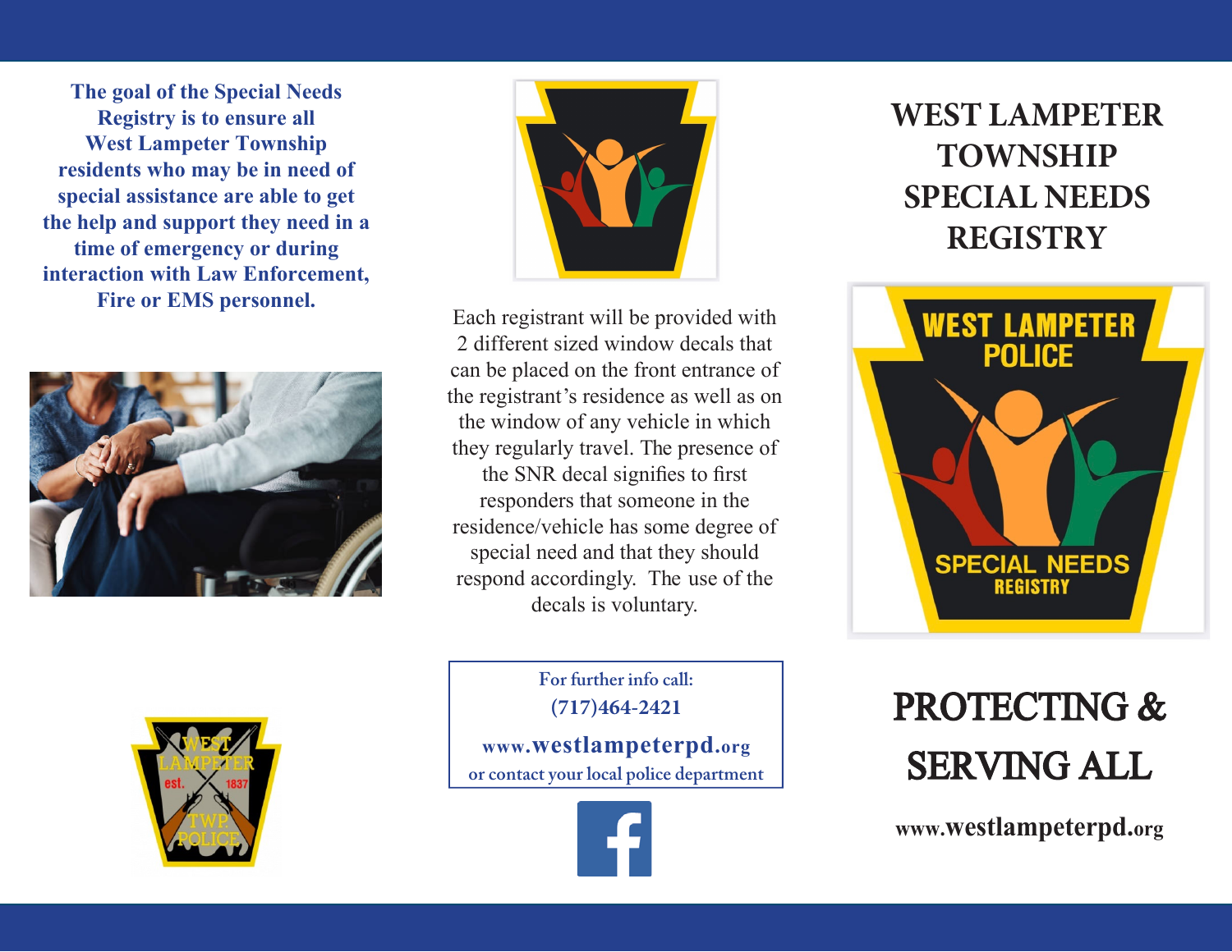**The goal of the Special Needs Registry is to ensure all West Lampeter Township residents who may be in need of special assistance are able to get the help and support they need in a time of emergency or during interaction with Law Enforcement, Fire or EMS personnel.**

Each registrant will be provided with 2 different sized window decals that can be placed on the front entrance of the registrant's residence as well as on the window of any vehicle in which they regularly travel. The presence of the SNR decal signifies to first responders that someone in the residence/vehicle has some degree of special need and that they should respond accordingly. The use of the decals is voluntary.

For further info call:
**(717)464-2421**

www.**westlampeterpd**.org
or contact your local police department

# WEST LAMPETER TOWNSHIP SPECIAL NEEDS REGISTRY

WEST LAMPETER POLICE
SPECIAL NEEDS REGISTRY

## PROTECTING & SERVING ALL

**www.westlampeterpd.org**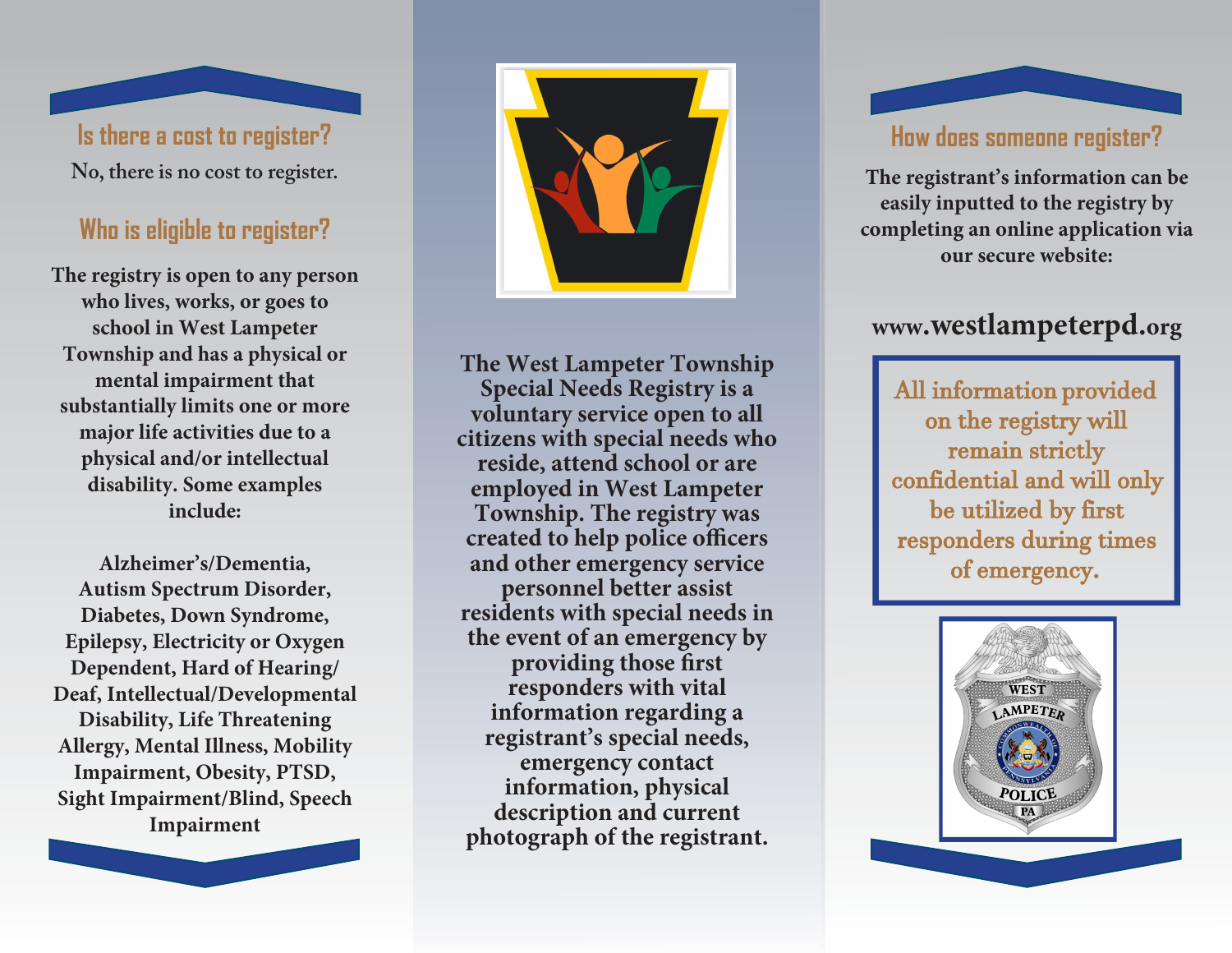## Is there a cost to register?

No, there is no cost to register.

## Who is eligible to register?

**The registry is open to any person who lives, works, or goes to school in West Lampeter Township and has a physical or mental impairment that substantially limits one or more major life activities due to a physical and/or intellectual disability. Some examples include:**

**Alzheimer's/Dementia, Autism Spectrum Disorder, Diabetes, Down Syndrome, Epilepsy, Electricity or Oxygen Dependent, Hard of Hearing/ Deaf, Intellectual/Developmental Disability, Life Threatening Allergy, Mental Illness, Mobility Impairment, Obesity, PTSD, Sight Impairment/Blind, Speech Impairment**

**The West Lampeter Township Special Needs Registry is a voluntary service open to all citizens with special needs who reside, attend school or are employed in West Lampeter Township. The registry was created to help police officers and other emergency service personnel better assist residents with special needs in the event of an emergency by providing those first responders with vital information regarding a registrant's special needs, emergency contact information, physical description and current photograph of the registrant.**

## How does someone register?

**The registrant's information can be easily inputted to the registry by completing an online application via our secure website:**

**www.westlampeterpd.org**

All information provided on the registry will remain strictly confidential and will only be utilized by first responders during times of emergency.